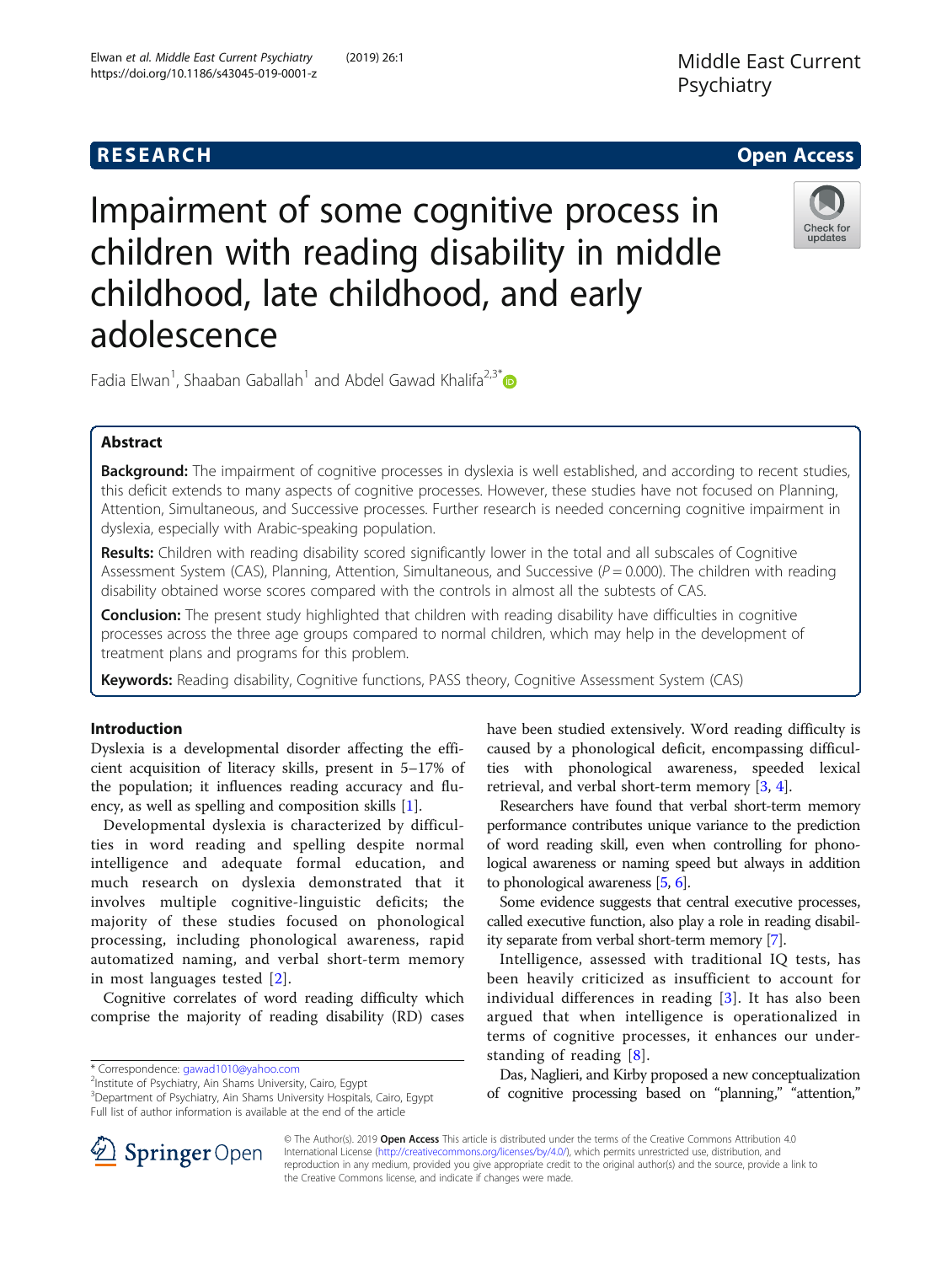**RESEARCH** **Open Access**

# Impairment of some cognitive process in children with reading disability in middle childhood, late childhood, and early adolescence

Fadia Elwan[1], Shaaban Gaballah[1] and Abdel Gawad Khalifa[2,3*]

## Abstract

**Background:** The impairment of cognitive processes in dyslexia is well established, and according to recent studies, this deficit extends to many aspects of cognitive processes. However, these studies have not focused on Planning, Attention, Simultaneous, and Successive processes. Further research is needed concerning cognitive impairment in dyslexia, especially with Arabic-speaking population.

**Results:** Children with reading disability scored significantly lower in the total and all subscales of Cognitive Assessment System (CAS), Planning, Attention, Simultaneous, and Successive ($P = 0.000$). The children with reading disability obtained worse scores compared with the controls in almost all the subtests of CAS.

**Conclusion:** The present study highlighted that children with reading disability have difficulties in cognitive processes across the three age groups compared to normal children, which may help in the development of treatment plans and programs for this problem.

**Keywords:** Reading disability, Cognitive functions, PASS theory, Cognitive Assessment System (CAS)

## Introduction

Dyslexia is a developmental disorder affecting the efficient acquisition of literacy skills, present in 5–17% of the population; it influences reading accuracy and fluency, as well as spelling and composition skills [1].

Developmental dyslexia is characterized by difficulties in word reading and spelling despite normal intelligence and adequate formal education, and much research on dyslexia demonstrated that it involves multiple cognitive-linguistic deficits; the majority of these studies focused on phonological processing, including phonological awareness, rapid automatized naming, and verbal short-term memory in most languages tested [2].

Cognitive correlates of word reading difficulty which comprise the majority of reading disability (RD) cases have been studied extensively. Word reading difficulty is caused by a phonological deficit, encompassing difficulties with phonological awareness, speeded lexical retrieval, and verbal short-term memory [3, 4].

Researchers have found that verbal short-term memory performance contributes unique variance to the prediction of word reading skill, even when controlling for phonological awareness or naming speed but always in addition to phonological awareness [5, 6].

Some evidence suggests that central executive processes, called executive function, also play a role in reading disability separate from verbal short-term memory [7].

Intelligence, assessed with traditional IQ tests, has been heavily criticized as insufficient to account for individual differences in reading [3]. It has also been argued that when intelligence is operationalized in terms of cognitive processes, it enhances our understanding of reading [8].

Das, Naglieri, and Kirby proposed a new conceptualization of cognitive processing based on "planning," "attention,"

\* Correspondence: gawad1010@yahoo.com
[2]Institute of Psychiatry, Ain Shams University, Cairo, Egypt
[3]Department of Psychiatry, Ain Shams University Hospitals, Cairo, Egypt
Full list of author information is available at the end of the article

© The Author(s). 2019 **Open Access** This article is distributed under the terms of the Creative Commons Attribution 4.0 International License (http://creativecommons.org/licenses/by/4.0/), which permits unrestricted use, distribution, and reproduction in any medium, provided you give appropriate credit to the original author(s) and the source, provide a link to the Creative Commons license, and indicate if changes were made.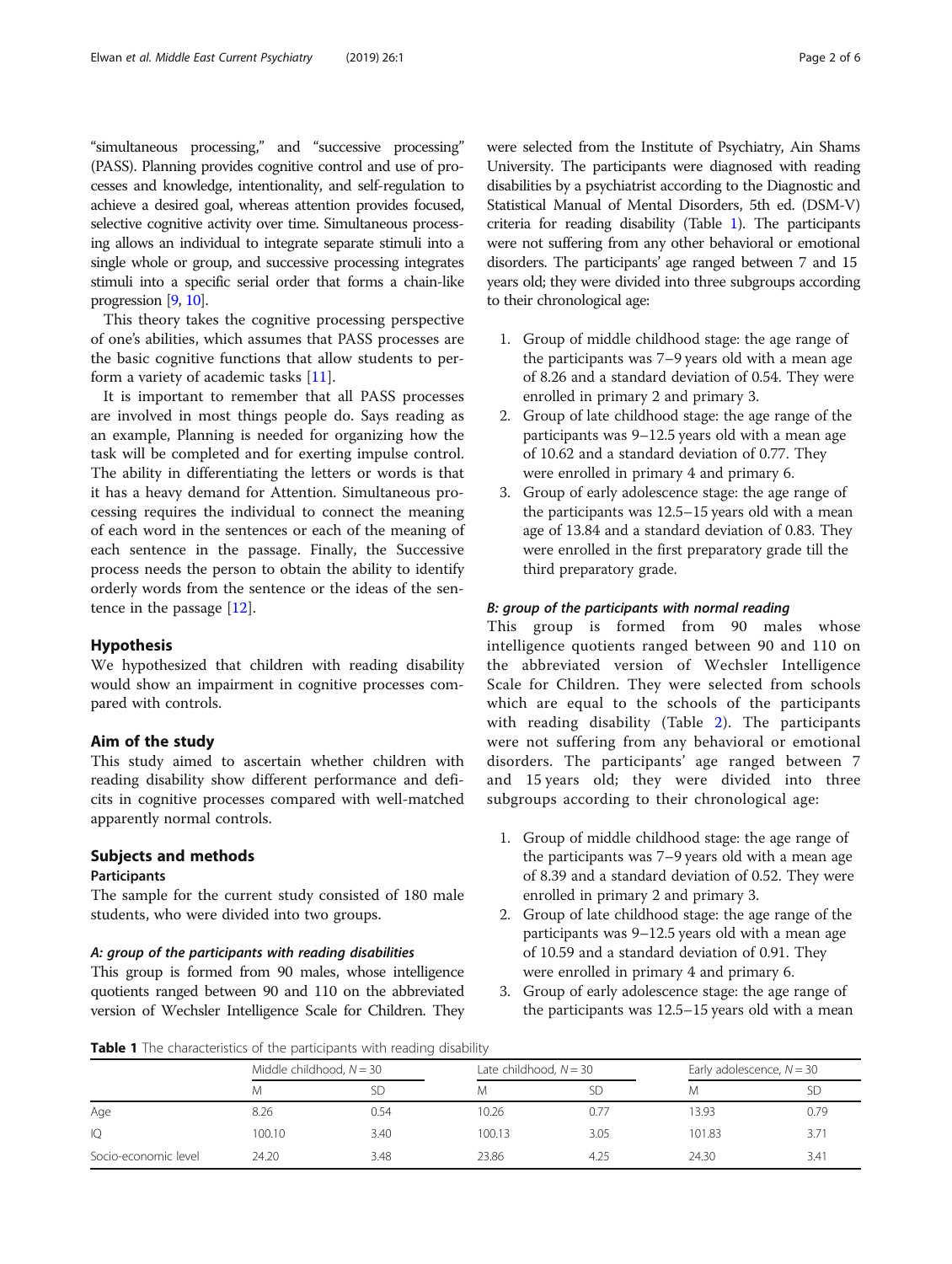"simultaneous processing," and "successive processing" (PASS). Planning provides cognitive control and use of processes and knowledge, intentionality, and self-regulation to achieve a desired goal, whereas attention provides focused, selective cognitive activity over time. Simultaneous processing allows an individual to integrate separate stimuli into a single whole or group, and successive processing integrates stimuli into a specific serial order that forms a chain-like progression [9, 10].

This theory takes the cognitive processing perspective of one's abilities, which assumes that PASS processes are the basic cognitive functions that allow students to perform a variety of academic tasks [11].

It is important to remember that all PASS processes are involved in most things people do. Says reading as an example, Planning is needed for organizing how the task will be completed and for exerting impulse control. The ability in differentiating the letters or words is that it has a heavy demand for Attention. Simultaneous processing requires the individual to connect the meaning of each word in the sentences or each of the meaning of each sentence in the passage. Finally, the Successive process needs the person to obtain the ability to identify orderly words from the sentence or the ideas of the sentence in the passage [12].

## Hypothesis

We hypothesized that children with reading disability would show an impairment in cognitive processes compared with controls.

## Aim of the study

This study aimed to ascertain whether children with reading disability show different performance and deficits in cognitive processes compared with well-matched apparently normal controls.

## Subjects and methods

### Participants

The sample for the current study consisted of 180 male students, who were divided into two groups.

#### *A: group of the participants with reading disabilities*

This group is formed from 90 males, whose intelligence quotients ranged between 90 and 110 on the abbreviated version of Wechsler Intelligence Scale for Children. They were selected from the Institute of Psychiatry, Ain Shams University. The participants were diagnosed with reading disabilities by a psychiatrist according to the Diagnostic and Statistical Manual of Mental Disorders, 5th ed. (DSM-V) criteria for reading disability (Table 1). The participants were not suffering from any other behavioral or emotional disorders. The participants' age ranged between 7 and 15 years old; they were divided into three subgroups according to their chronological age:

1. Group of middle childhood stage: the age range of the participants was 7–9 years old with a mean age of 8.26 and a standard deviation of 0.54. They were enrolled in primary 2 and primary 3.
2. Group of late childhood stage: the age range of the participants was 9–12.5 years old with a mean age of 10.62 and a standard deviation of 0.77. They were enrolled in primary 4 and primary 6.
3. Group of early adolescence stage: the age range of the participants was 12.5–15 years old with a mean age of 13.84 and a standard deviation of 0.83. They were enrolled in the first preparatory grade till the third preparatory grade.

#### *B: group of the participants with normal reading*

This group is formed from 90 males whose intelligence quotients ranged between 90 and 110 on the abbreviated version of Wechsler Intelligence Scale for Children. They were selected from schools which are equal to the schools of the participants with reading disability (Table 2). The participants were not suffering from any behavioral or emotional disorders. The participants' age ranged between 7 and 15 years old; they were divided into three subgroups according to their chronological age:

1. Group of middle childhood stage: the age range of the participants was 7–9 years old with a mean age of 8.39 and a standard deviation of 0.52. They were enrolled in primary 2 and primary 3.
2. Group of late childhood stage: the age range of the participants was 9–12.5 years old with a mean age of 10.59 and a standard deviation of 0.91. They were enrolled in primary 4 and primary 6.
3. Group of early adolescence stage: the age range of the participants was 12.5–15 years old with a mean

**Table 1** The characteristics of the participants with reading disability

| | Middle childhood, $N = 30$ | | Late childhood, $N = 30$ | | Early adolescence, $N = 30$ | |
|---|---|---|---|---|---|---|
| | M | SD | M | SD | M | SD |
| Age | 8.26 | 0.54 | 10.26 | 0.77 | 13.93 | 0.79 |
| IQ | 100.10 | 3.40 | 100.13 | 3.05 | 101.83 | 3.71 |
| Socio-economic level | 24.20 | 3.48 | 23.86 | 4.25 | 24.30 | 3.41 |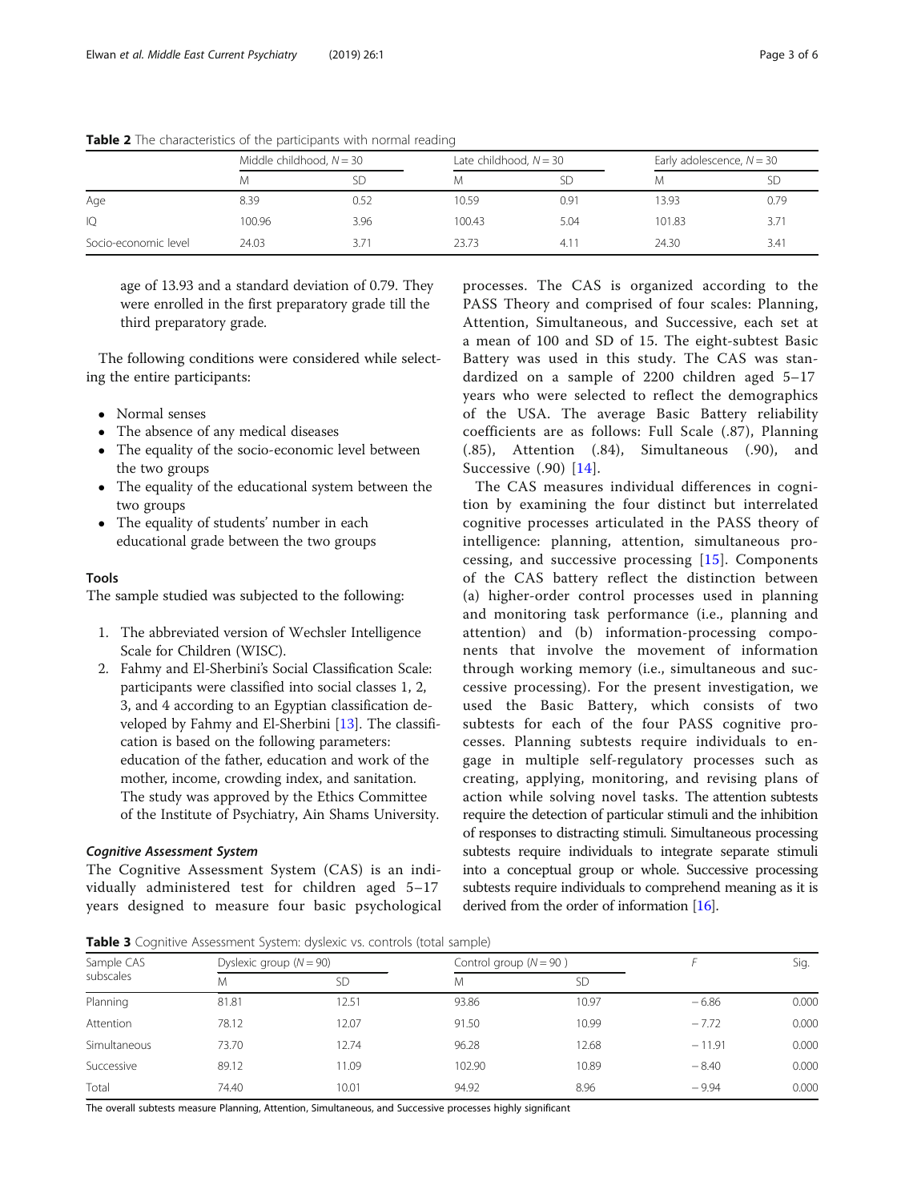**Table 2** The characteristics of the participants with normal reading

| | Middle childhood, $N = 30$ | | Late childhood, $N = 30$ | | Early adolescence, $N = 30$ | |
|---|---|---|---|---|---|---|
| | M | SD | M | SD | M | SD |
| Age | 8.39 | 0.52 | 10.59 | 0.91 | 13.93 | 0.79 |
| IQ | 100.96 | 3.96 | 100.43 | 5.04 | 101.83 | 3.71 |
| Socio-economic level | 24.03 | 3.71 | 23.73 | 4.11 | 24.30 | 3.41 |

age of 13.93 and a standard deviation of 0.79. They were enrolled in the first preparatory grade till the third preparatory grade.

The following conditions were considered while selecting the entire participants:

- Normal senses
- The absence of any medical diseases
- The equality of the socio-economic level between the two groups
- The equality of the educational system between the two groups
- The equality of students' number in each educational grade between the two groups

#### Tools

The sample studied was subjected to the following:

1. The abbreviated version of Wechsler Intelligence Scale for Children (WISC).
2. Fahmy and El-Sherbini's Social Classification Scale: participants were classified into social classes 1, 2, 3, and 4 according to an Egyptian classification developed by Fahmy and El-Sherbini [13]. The classification is based on the following parameters: education of the father, education and work of the mother, income, crowding index, and sanitation. The study was approved by the Ethics Committee of the Institute of Psychiatry, Ain Shams University.

#### *Cognitive Assessment System*

The Cognitive Assessment System (CAS) is an individually administered test for children aged 5–17 years designed to measure four basic psychological processes. The CAS is organized according to the PASS Theory and comprised of four scales: Planning, Attention, Simultaneous, and Successive, each set at a mean of 100 and SD of 15. The eight-subtest Basic Battery was used in this study. The CAS was standardized on a sample of 2200 children aged 5–17 years who were selected to reflect the demographics of the USA. The average Basic Battery reliability coefficients are as follows: Full Scale (.87), Planning (.85), Attention (.84), Simultaneous (.90), and Successive (.90) [14].

The CAS measures individual differences in cognition by examining the four distinct but interrelated cognitive processes articulated in the PASS theory of intelligence: planning, attention, simultaneous processing, and successive processing [15]. Components of the CAS battery reflect the distinction between (a) higher-order control processes used in planning and monitoring task performance (i.e., planning and attention) and (b) information-processing components that involve the movement of information through working memory (i.e., simultaneous and successive processing). For the present investigation, we used the Basic Battery, which consists of two subtests for each of the four PASS cognitive processes. Planning subtests require individuals to engage in multiple self-regulatory processes such as creating, applying, monitoring, and revising plans of action while solving novel tasks. The attention subtests require the detection of particular stimuli and the inhibition of responses to distracting stimuli. Simultaneous processing subtests require individuals to integrate separate stimuli into a conceptual group or whole. Successive processing subtests require individuals to comprehend meaning as it is derived from the order of information [16].

**Table 3** Cognitive Assessment System: dyslexic vs. controls (total sample)

| Sample CAS subscales | Dyslexic group ($N = 90$) | | Control group ($N = 90$ ) | | $F$ | Sig. |
|---|---|---|---|---|---|---|
| | M | SD | M | SD | | |
| Planning | 81.81 | 12.51 | 93.86 | 10.97 | − 6.86 | 0.000 |
| Attention | 78.12 | 12.07 | 91.50 | 10.99 | − 7.72 | 0.000 |
| Simultaneous | 73.70 | 12.74 | 96.28 | 12.68 | − 11.91 | 0.000 |
| Successive | 89.12 | 11.09 | 102.90 | 10.89 | − 8.40 | 0.000 |
| Total | 74.40 | 10.01 | 94.92 | 8.96 | − 9.94 | 0.000 |

The overall subtests measure Planning, Attention, Simultaneous, and Successive processes highly significant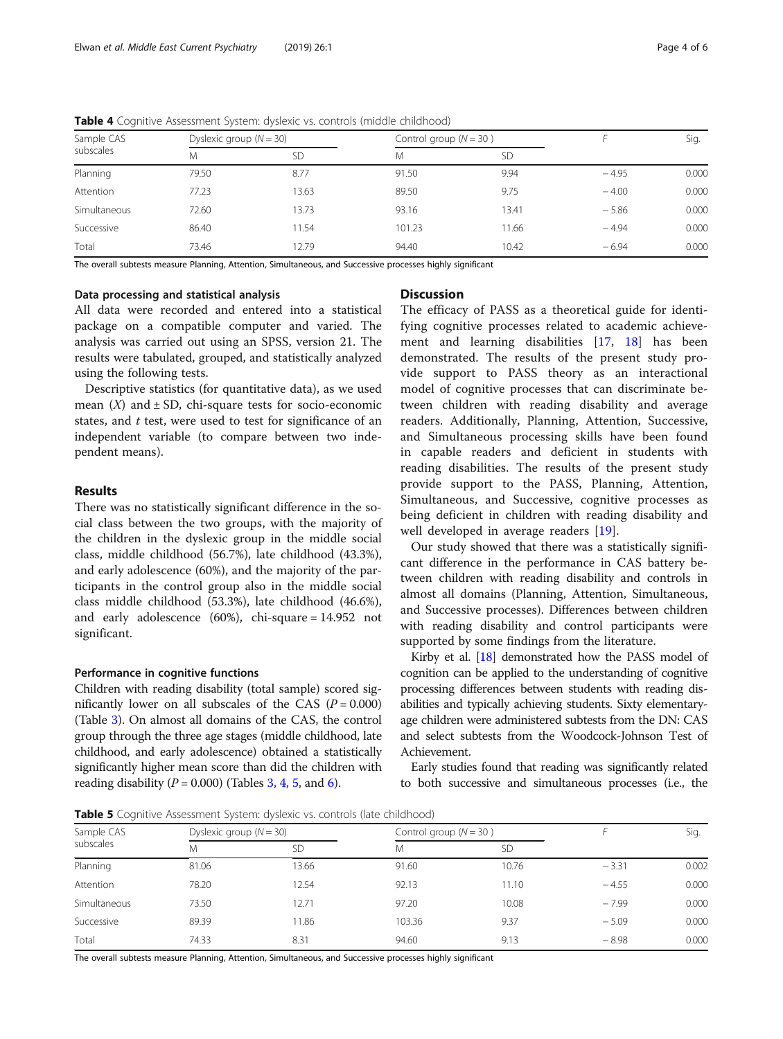**Table 4** Cognitive Assessment System: dyslexic vs. controls (middle childhood)

| Sample CAS subscales | Dyslexic group ($N$ = 30) | | Control group ($N$ = 30 ) | | $F$ | Sig. |
|---|---|---|---|---|---|---|
| | M | SD | M | SD | | |
| Planning | 79.50 | 8.77 | 91.50 | 9.94 | − 4.95 | 0.000 |
| Attention | 77.23 | 13.63 | 89.50 | 9.75 | − 4.00 | 0.000 |
| Simultaneous | 72.60 | 13.73 | 93.16 | 13.41 | − 5.86 | 0.000 |
| Successive | 86.40 | 11.54 | 101.23 | 11.66 | − 4.94 | 0.000 |
| Total | 73.46 | 12.79 | 94.40 | 10.42 | − 6.94 | 0.000 |

The overall subtests measure Planning, Attention, Simultaneous, and Successive processes highly significant

#### Data processing and statistical analysis

All data were recorded and entered into a statistical package on a compatible computer and varied. The analysis was carried out using an SPSS, version 21. The results were tabulated, grouped, and statistically analyzed using the following tests.

Descriptive statistics (for quantitative data), as we used mean ($X$) and ± SD, chi-square tests for socio-economic states, and $t$ test, were used to test for significance of an independent variable (to compare between two independent means).

## Results

There was no statistically significant difference in the social class between the two groups, with the majority of the children in the dyslexic group in the middle social class, middle childhood (56.7%), late childhood (43.3%), and early adolescence (60%), and the majority of the participants in the control group also in the middle social class middle childhood (53.3%), late childhood (46.6%), and early adolescence (60%), chi-square = 14.952 not significant.

#### Performance in cognitive functions

Children with reading disability (total sample) scored significantly lower on all subscales of the CAS ($P$ = 0.000) (Table 3). On almost all domains of the CAS, the control group through the three age stages (middle childhood, late childhood, and early adolescence) obtained a statistically significantly higher mean score than did the children with reading disability ($P$ = 0.000) (Tables 3, 4, 5, and 6).

## Discussion

The efficacy of PASS as a theoretical guide for identifying cognitive processes related to academic achievement and learning disabilities [17, 18] has been demonstrated. The results of the present study provide support to PASS theory as an interactional model of cognitive processes that can discriminate between children with reading disability and average readers. Additionally, Planning, Attention, Successive, and Simultaneous processing skills have been found in capable readers and deficient in students with reading disabilities. The results of the present study provide support to the PASS, Planning, Attention, Simultaneous, and Successive, cognitive processes as being deficient in children with reading disability and well developed in average readers [19].

Our study showed that there was a statistically significant difference in the performance in CAS battery between children with reading disability and controls in almost all domains (Planning, Attention, Simultaneous, and Successive processes). Differences between children with reading disability and control participants were supported by some findings from the literature.

Kirby et al. [18] demonstrated how the PASS model of cognition can be applied to the understanding of cognitive processing differences between students with reading disabilities and typically achieving students. Sixty elementary-age children were administered subtests from the DN: CAS and select subtests from the Woodcock-Johnson Test of Achievement.

Early studies found that reading was significantly related to both successive and simultaneous processes (i.e., the

**Table 5** Cognitive Assessment System: dyslexic vs. controls (late childhood)

| Sample CAS subscales | Dyslexic group ($N$ = 30) | | Control group ($N$ = 30 ) | | $F$ | Sig. |
|---|---|---|---|---|---|---|
| | M | SD | M | SD | | |
| Planning | 81.06 | 13.66 | 91.60 | 10.76 | − 3.31 | 0.002 |
| Attention | 78.20 | 12.54 | 92.13 | 11.10 | − 4.55 | 0.000 |
| Simultaneous | 73.50 | 12.71 | 97.20 | 10.08 | − 7.99 | 0.000 |
| Successive | 89.39 | 11.86 | 103.36 | 9.37 | − 5.09 | 0.000 |
| Total | 74.33 | 8.31 | 94.60 | 9.13 | − 8.98 | 0.000 |

The overall subtests measure Planning, Attention, Simultaneous, and Successive processes highly significant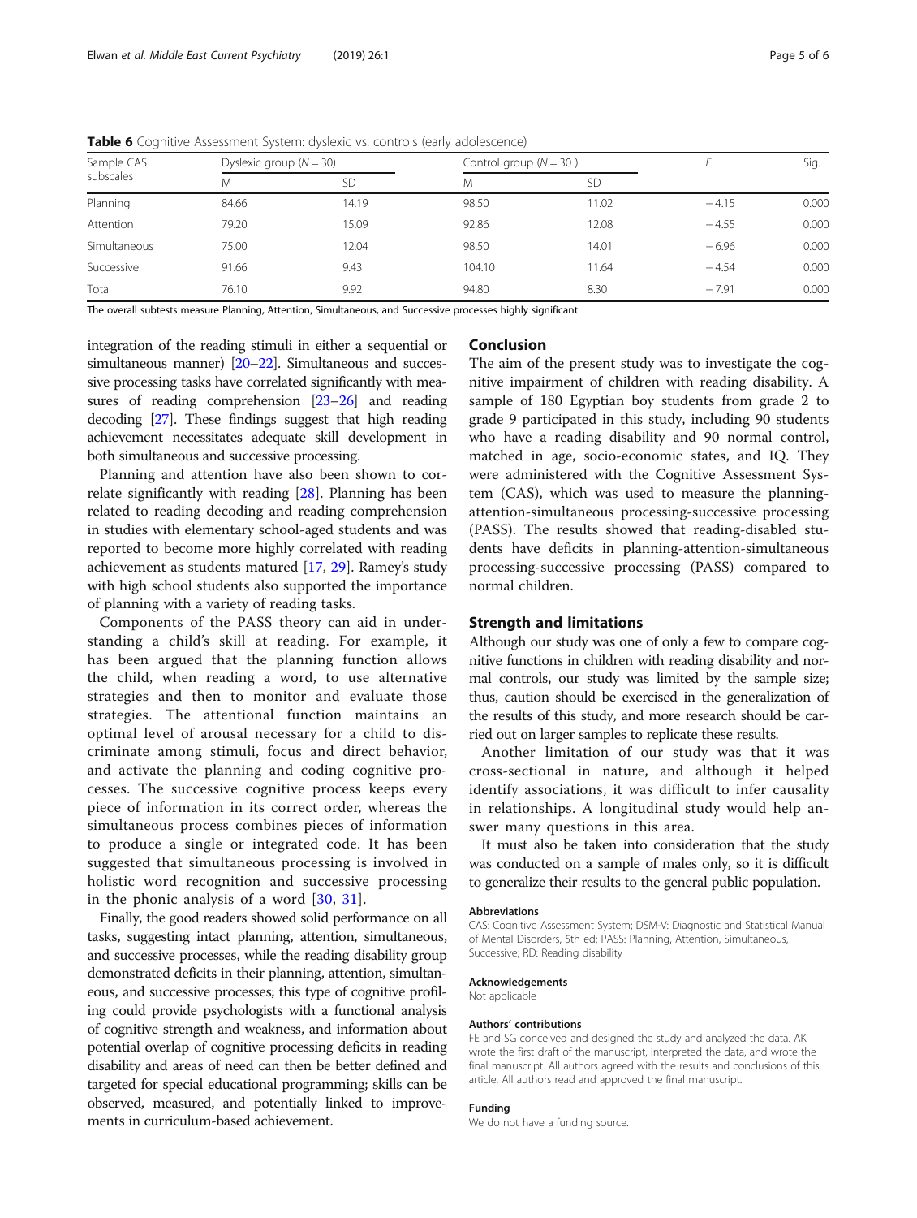**Table 6** Cognitive Assessment System: dyslexic vs. controls (early adolescence)

| Sample CAS subscales | Dyslexic group ($N = 30$) | | Control group ($N = 30$) | | $F$ | Sig. |
|---|---|---|---|---|---|---|
| | M | SD | M | SD | | |
| Planning | 84.66 | 14.19 | 98.50 | 11.02 | − 4.15 | 0.000 |
| Attention | 79.20 | 15.09 | 92.86 | 12.08 | − 4.55 | 0.000 |
| Simultaneous | 75.00 | 12.04 | 98.50 | 14.01 | − 6.96 | 0.000 |
| Successive | 91.66 | 9.43 | 104.10 | 11.64 | − 4.54 | 0.000 |
| Total | 76.10 | 9.92 | 94.80 | 8.30 | − 7.91 | 0.000 |

The overall subtests measure Planning, Attention, Simultaneous, and Successive processes highly significant

integration of the reading stimuli in either a sequential or simultaneous manner) [20–22]. Simultaneous and successive processing tasks have correlated significantly with measures of reading comprehension [23–26] and reading decoding [27]. These findings suggest that high reading achievement necessitates adequate skill development in both simultaneous and successive processing.

Planning and attention have also been shown to correlate significantly with reading [28]. Planning has been related to reading decoding and reading comprehension in studies with elementary school-aged students and was reported to become more highly correlated with reading achievement as students matured [17, 29]. Ramey's study with high school students also supported the importance of planning with a variety of reading tasks.

Components of the PASS theory can aid in understanding a child's skill at reading. For example, it has been argued that the planning function allows the child, when reading a word, to use alternative strategies and then to monitor and evaluate those strategies. The attentional function maintains an optimal level of arousal necessary for a child to discriminate among stimuli, focus and direct behavior, and activate the planning and coding cognitive processes. The successive cognitive process keeps every piece of information in its correct order, whereas the simultaneous process combines pieces of information to produce a single or integrated code. It has been suggested that simultaneous processing is involved in holistic word recognition and successive processing in the phonic analysis of a word [30, 31].

Finally, the good readers showed solid performance on all tasks, suggesting intact planning, attention, simultaneous, and successive processes, while the reading disability group demonstrated deficits in their planning, attention, simultaneous, and successive processes; this type of cognitive profiling could provide psychologists with a functional analysis of cognitive strength and weakness, and information about potential overlap of cognitive processing deficits in reading disability and areas of need can then be better defined and targeted for special educational programming; skills can be observed, measured, and potentially linked to improvements in curriculum-based achievement.

## Conclusion

The aim of the present study was to investigate the cognitive impairment of children with reading disability. A sample of 180 Egyptian boy students from grade 2 to grade 9 participated in this study, including 90 students who have a reading disability and 90 normal control, matched in age, socio-economic states, and IQ. They were administered with the Cognitive Assessment System (CAS), which was used to measure the planning-attention-simultaneous processing-successive processing (PASS). The results showed that reading-disabled students have deficits in planning-attention-simultaneous processing-successive processing (PASS) compared to normal children.

## Strength and limitations

Although our study was one of only a few to compare cognitive functions in children with reading disability and normal controls, our study was limited by the sample size; thus, caution should be exercised in the generalization of the results of this study, and more research should be carried out on larger samples to replicate these results.

Another limitation of our study was that it was cross-sectional in nature, and although it helped identify associations, it was difficult to infer causality in relationships. A longitudinal study would help answer many questions in this area.

It must also be taken into consideration that the study was conducted on a sample of males only, so it is difficult to generalize their results to the general public population.

#### Abbreviations

CAS: Cognitive Assessment System; DSM-V: Diagnostic and Statistical Manual of Mental Disorders, 5th ed; PASS: Planning, Attention, Simultaneous, Successive; RD: Reading disability

#### Acknowledgements

Not applicable

#### Authors' contributions

FE and SG conceived and designed the study and analyzed the data. AK wrote the first draft of the manuscript, interpreted the data, and wrote the final manuscript. All authors agreed with the results and conclusions of this article. All authors read and approved the final manuscript.

#### Funding

We do not have a funding source.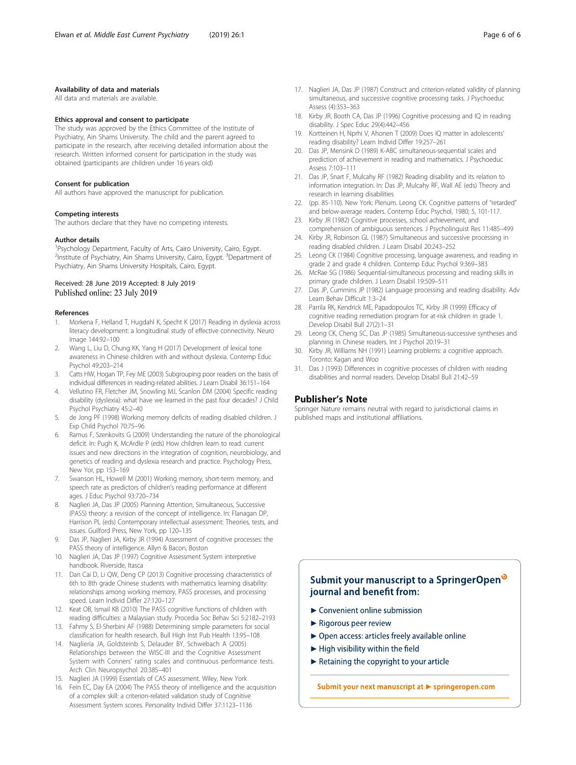#### Availability of data and materials
All data and materials are available.

#### Ethics approval and consent to participate
The study was approved by the Ethics Committee of the Institute of Psychiatry, Ain Shams University. The child and the parent agreed to participate in the research, after receiving detailed information about the research. Written informed consent for participation in the study was obtained (participants are children under 16 years old)

#### Consent for publication
All authors have approved the manuscript for publication.

#### Competing interests
The authors declare that they have no competing interests.

#### Author details
[1]Psychology Department, Faculty of Arts, Cairo University, Cairo, Egypt. [2]Institute of Psychiatry, Ain Shams University, Cairo, Egypt. [3]Department of Psychiatry, Ain Shams University Hospitals, Cairo, Egypt.

Received: 28 June 2019 Accepted: 8 July 2019
Published online: 23 July 2019

#### References
1. Morkena F, Helland T, Hugdahl K, Specht K (2017) Reading in dyslexia across literacy development: a longitudinal study of effective connectivity. Neuro Image 144:92–100
2. Wang L, Liu D, Chung KK, Yang H (2017) Development of lexical tone awareness in Chinese children with and without dyslexia. Contemp Educ Psychol 49:203–214
3. Catts HW, Hogan TP, Fey ME (2003) Subgrouping poor readers on the basis of individual differences in reading-related abilities. J Learn Disabil 36:151–164
4. Vellutino FR, Fletcher JM, Snowling MJ, Scanlon DM (2004) Specific reading disability (dyslexia): what have we learned in the past four decades? J Child Psychol Psychiatry 45:2–40
5. de Jong PF (1998) Working memory deficits of reading disabled children. J Exp Child Psychol 70:75–96
6. Ramus F, Szenkovits G (2009) Understanding the nature of the phonological deficit. In: Pugh K, McArdle P (eds) How children learn to read: current issues and new directions in the integration of cognition, neurobiology, and genetics of reading and dyslexia research and practice. Psychology Press, New Yor, pp 153–169
7. Swanson HL, Howell M (2001) Working memory, short-term memory, and speech rate as predictors of children's reading performance at different ages. J Educ Psychol 93:720–734
8. Naglieri JA, Das JP (2005) Planning Attention, Simultaneous, Successive (PASS) theory: a revision of the concept of intelligence. In: Flanagan DP, Harrison PL (eds) Contemporary intellectual assessment: Theories, tests, and issues. Guilford Press, New York, pp 120–135
9. Das JP, Naglieri JA, Kirby JR (1994) Assessment of cognitive processes: the PASS theory of intelligence. Allyn & Bacon, Boston
10. Naglieri JA, Das JP (1997) Cognitive Assessment System interpretive handbook. Riverside, Itasca
11. Dan Cai D, Li QW, Deng CP (2013) Cognitive processing characteristics of 6th to 8th grade Chinese students with mathematics learning disability: relationships among working memory, PASS processes, and processing speed. Learn Individ Differ 27:120–127
12. Keat OB, Ismail KB (2010) The PASS cognitive functions of children with reading difficulties: a Malaysian study. Procedia Soc Behav Sci 5:2182–2193
13. Fahmy S, El-Sherbini AF (1988) Determining simple parameters for social classification for health research. Bull High Inst Pub Health 13:95–108
14. Naglieria JA, Goldsteinb S, Delauder BY, Schwebach A (2005) Relationships between the WISC-III and the Cognitive Assessment System with Conners' rating scales and continuous performance tests. Arch Clin Neuropsychol 20:385–401
15. Naglieri JA (1999) Essentials of CAS assessment. Wiley, New York
16. Fein EC, Day EA (2004) The PASS theory of intelligence and the acquisition of a complex skill: a criterion-related validation study of Cognitive Assessment System scores. Personality Individ Differ 37:1123–1136
17. Naglieri JA, Das JP (1987) Construct and criterion-related validity of planning simultaneous, and successive cognitive processing tasks. J Psychoeduc Assess (4):353–363
18. Kirby JR, Booth CA, Das JP (1996) Cognitive processing and IQ in reading disability. J Spec Educ 29(4):442–456
19. Kortteinen H, Nprhi V, Ahonen T (2009) Does IQ matter in adolescents' reading disability? Learn Individ Differ 19:257–261
20. Das JP, Mensink D (1989) K-ABC simultaneous-sequential scales and prediction of achievement in reading and mathematics. J Psychoeduc Assess 7:103–111
21. Das JP, Snart F, Mulcahy RF (1982) Reading disability and its relation to information integration. In: Das JP, Mulcahy RF, Wall AE (eds) Theory and research in learning disabilities
22. (pp. 85-110). New York: Plenum. Leong CK. Cognitive patterns of "retarded" and below-average readers. Contemp Educ Psychol, 1980; 5, 101-117.
23. Kirby JR (1982) Cognitive processes, school achievement, and comprehension of ambiguous sentences. J Psycholinguist Res 11:485–499
24. Kirby JR, Robinson GL (1987) Simultaneous and successive processing in reading disabled children. J Learn Disabil 20:243–252
25. Leong CK (1984) Cognitive processing, language awareness, and reading in grade 2 and grade 4 children. Contemp Educ Psychol 9:369–383
26. McRae SG (1986) Sequential-simultaneous processing and reading skills in primary grade children. J Learn Disabil 19:509–511
27. Das JP, Cummins JP (1982) Language processing and reading disability. Adv Learn Behav Difficult 1:3–24
28. Parrila RK, Kendrick ME, Papadopoulos TC, Kirby JR (1999) Efficacy of cognitive reading remediation program for at-risk children in grade 1. Develop Disabil Bull 27(2):1–31
29. Leong CK, Cheng SC, Das JP (1985) Simultaneous-successive syntheses and planning in Chinese readers. Int J Psychol 20:19–31
30. Kirby JR, Williams NH (1991) Learning problems: a cognitive approach. Toronto: Kagan and Woo
31. Das J (1993) Differences in cognitive processes of children with reading disabilities and normal readers. Develop Disabil Bull 21:42–59

## Publisher's Note
Springer Nature remains neutral with regard to jurisdictional claims in published maps and institutional affiliations.

**Submit your manuscript to a SpringerOpen journal and benefit from:**

- Convenient online submission
- Rigorous peer review
- Open access: articles freely available online
- High visibility within the field
- Retaining the copyright to your article

Submit your next manuscript at ▶ springeropen.com